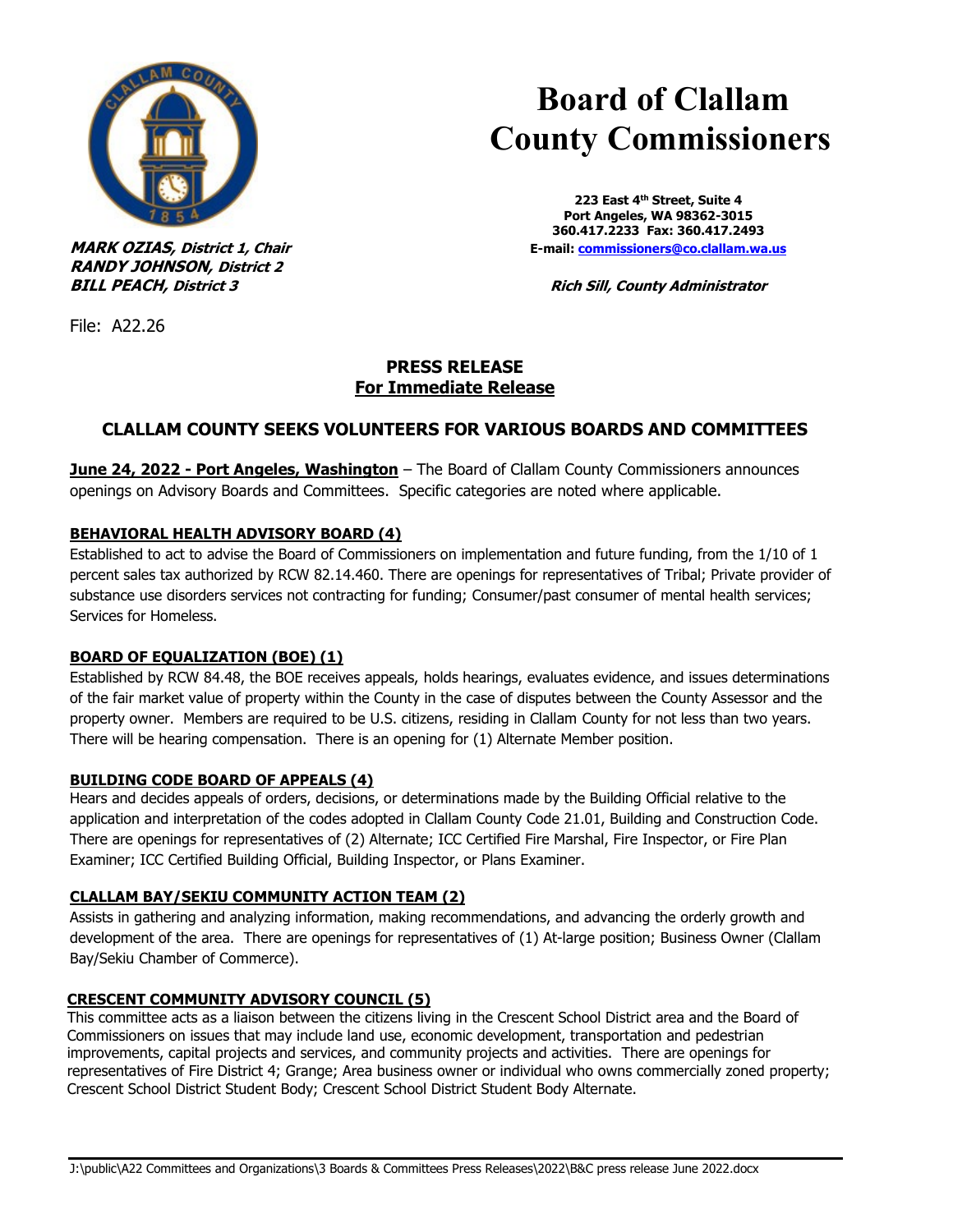# Board of Clallam County Commissioners

223 East 4th Street, Suite 4
Port Angeles, WA 98362-3015
360.417.2233 Fax: 360.417.2493
E-mail: commissioners@co.clallam.wa.us

***MARK OZIAS, District 1, Chair***
***RANDY JOHNSON, District 2***
***BILL PEACH, District 3***

***Rich Sill, County Administrator***

File: A22.26

**PRESS RELEASE**
**For Immediate Release**

## CLALLAM COUNTY SEEKS VOLUNTEERS FOR VARIOUS BOARDS AND COMMITTEES

**June 24, 2022 - Port Angeles, Washington** – The Board of Clallam County Commissioners announces openings on Advisory Boards and Committees. Specific categories are noted where applicable.

### BEHAVIORAL HEALTH ADVISORY BOARD (4)

Established to act to advise the Board of Commissioners on implementation and future funding, from the 1/10 of 1 percent sales tax authorized by RCW 82.14.460. There are openings for representatives of Tribal; Private provider of substance use disorders services not contracting for funding; Consumer/past consumer of mental health services; Services for Homeless.

### BOARD OF EQUALIZATION (BOE) (1)

Established by RCW 84.48, the BOE receives appeals, holds hearings, evaluates evidence, and issues determinations of the fair market value of property within the County in the case of disputes between the County Assessor and the property owner. Members are required to be U.S. citizens, residing in Clallam County for not less than two years. There will be hearing compensation. There is an opening for (1) Alternate Member position.

### BUILDING CODE BOARD OF APPEALS (4)

Hears and decides appeals of orders, decisions, or determinations made by the Building Official relative to the application and interpretation of the codes adopted in Clallam County Code 21.01, Building and Construction Code. There are openings for representatives of (2) Alternate; ICC Certified Fire Marshal, Fire Inspector, or Fire Plan Examiner; ICC Certified Building Official, Building Inspector, or Plans Examiner.

### CLALLAM BAY/SEKIU COMMUNITY ACTION TEAM (2)

Assists in gathering and analyzing information, making recommendations, and advancing the orderly growth and development of the area. There are openings for representatives of (1) At-large position; Business Owner (Clallam Bay/Sekiu Chamber of Commerce).

### CRESCENT COMMUNITY ADVISORY COUNCIL (5)

This committee acts as a liaison between the citizens living in the Crescent School District area and the Board of Commissioners on issues that may include land use, economic development, transportation and pedestrian improvements, capital projects and services, and community projects and activities. There are openings for representatives of Fire District 4; Grange; Area business owner or individual who owns commercially zoned property; Crescent School District Student Body; Crescent School District Student Body Alternate.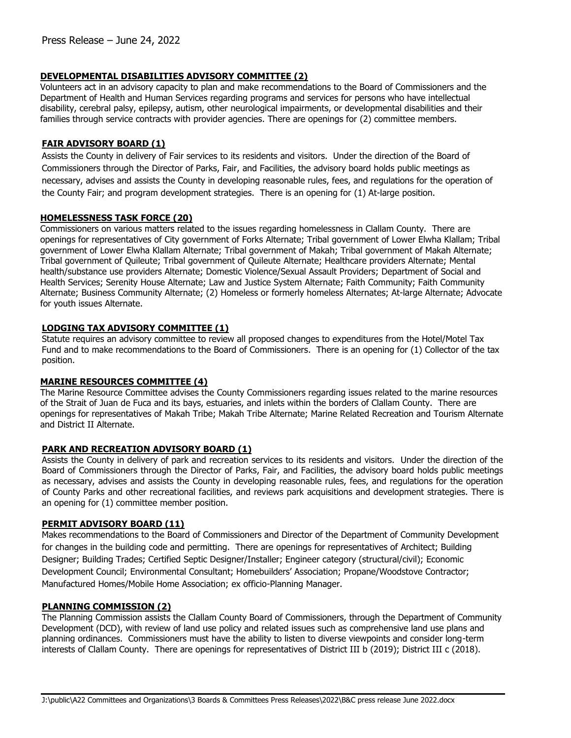Press Release – June 24, 2022

**DEVELOPMENTAL DISABILITIES ADVISORY COMMITTEE (2)**

Volunteers act in an advisory capacity to plan and make recommendations to the Board of Commissioners and the Department of Health and Human Services regarding programs and services for persons who have intellectual disability, cerebral palsy, epilepsy, autism, other neurological impairments, or developmental disabilities and their families through service contracts with provider agencies. There are openings for (2) committee members.

**FAIR ADVISORY BOARD (1)**

Assists the County in delivery of Fair services to its residents and visitors. Under the direction of the Board of Commissioners through the Director of Parks, Fair, and Facilities, the advisory board holds public meetings as necessary, advises and assists the County in developing reasonable rules, fees, and regulations for the operation of the County Fair; and program development strategies. There is an opening for (1) At-large position.

**HOMELESSNESS TASK FORCE (20)**

Commissioners on various matters related to the issues regarding homelessness in Clallam County. There are openings for representatives of City government of Forks Alternate; Tribal government of Lower Elwha Klallam; Tribal government of Lower Elwha Klallam Alternate; Tribal government of Makah; Tribal government of Makah Alternate; Tribal government of Quileute; Tribal government of Quileute Alternate; Healthcare providers Alternate; Mental health/substance use providers Alternate; Domestic Violence/Sexual Assault Providers; Department of Social and Health Services; Serenity House Alternate; Law and Justice System Alternate; Faith Community; Faith Community Alternate; Business Community Alternate; (2) Homeless or formerly homeless Alternates; At-large Alternate; Advocate for youth issues Alternate.

**LODGING TAX ADVISORY COMMITTEE (1)**

Statute requires an advisory committee to review all proposed changes to expenditures from the Hotel/Motel Tax Fund and to make recommendations to the Board of Commissioners. There is an opening for (1) Collector of the tax position.

**MARINE RESOURCES COMMITTEE (4)**

The Marine Resource Committee advises the County Commissioners regarding issues related to the marine resources of the Strait of Juan de Fuca and its bays, estuaries, and inlets within the borders of Clallam County. There are openings for representatives of Makah Tribe; Makah Tribe Alternate; Marine Related Recreation and Tourism Alternate and District II Alternate.

**PARK AND RECREATION ADVISORY BOARD (1)**

Assists the County in delivery of park and recreation services to its residents and visitors. Under the direction of the Board of Commissioners through the Director of Parks, Fair, and Facilities, the advisory board holds public meetings as necessary, advises and assists the County in developing reasonable rules, fees, and regulations for the operation of County Parks and other recreational facilities, and reviews park acquisitions and development strategies. There is an opening for (1) committee member position.

**PERMIT ADVISORY BOARD (11)**

Makes recommendations to the Board of Commissioners and Director of the Department of Community Development for changes in the building code and permitting. There are openings for representatives of Architect; Building Designer; Building Trades; Certified Septic Designer/Installer; Engineer category (structural/civil); Economic Development Council; Environmental Consultant; Homebuilders' Association; Propane/Woodstove Contractor; Manufactured Homes/Mobile Home Association; ex officio-Planning Manager.

**PLANNING COMMISSION (2)**

The Planning Commission assists the Clallam County Board of Commissioners, through the Department of Community Development (DCD), with review of land use policy and related issues such as comprehensive land use plans and planning ordinances. Commissioners must have the ability to listen to diverse viewpoints and consider long-term interests of Clallam County. There are openings for representatives of District III b (2019); District III c (2018).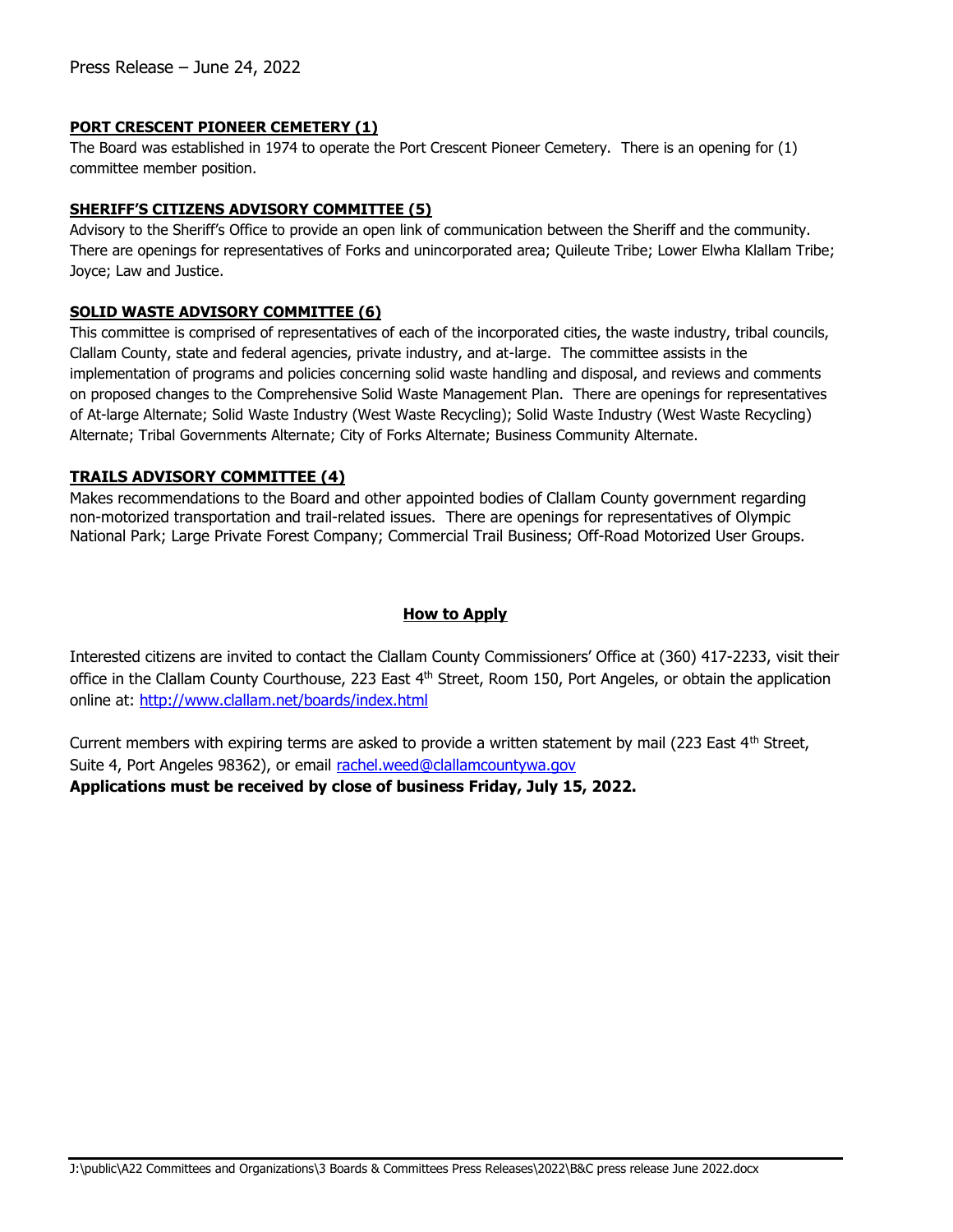Press Release – June 24, 2022

**PORT CRESCENT PIONEER CEMETERY (1)**

The Board was established in 1974 to operate the Port Crescent Pioneer Cemetery. There is an opening for (1) committee member position.

**SHERIFF'S CITIZENS ADVISORY COMMITTEE (5)**

Advisory to the Sheriff's Office to provide an open link of communication between the Sheriff and the community. There are openings for representatives of Forks and unincorporated area; Quileute Tribe; Lower Elwha Klallam Tribe; Joyce; Law and Justice.

**SOLID WASTE ADVISORY COMMITTEE (6)**

This committee is comprised of representatives of each of the incorporated cities, the waste industry, tribal councils, Clallam County, state and federal agencies, private industry, and at-large. The committee assists in the implementation of programs and policies concerning solid waste handling and disposal, and reviews and comments on proposed changes to the Comprehensive Solid Waste Management Plan. There are openings for representatives of At-large Alternate; Solid Waste Industry (West Waste Recycling); Solid Waste Industry (West Waste Recycling) Alternate; Tribal Governments Alternate; City of Forks Alternate; Business Community Alternate.

**TRAILS ADVISORY COMMITTEE (4)**

Makes recommendations to the Board and other appointed bodies of Clallam County government regarding non-motorized transportation and trail-related issues. There are openings for representatives of Olympic National Park; Large Private Forest Company; Commercial Trail Business; Off-Road Motorized User Groups.

## How to Apply

Interested citizens are invited to contact the Clallam County Commissioners' Office at (360) 417-2233, visit their office in the Clallam County Courthouse, 223 East 4th Street, Room 150, Port Angeles, or obtain the application online at: http://www.clallam.net/boards/index.html

Current members with expiring terms are asked to provide a written statement by mail (223 East 4th Street, Suite 4, Port Angeles 98362), or email rachel.weed@clallamcountywa.gov

**Applications must be received by close of business Friday, July 15, 2022.**

J:\public\A22 Committees and Organizations\3 Boards & Committees Press Releases\2022\B&C press release June 2022.docx